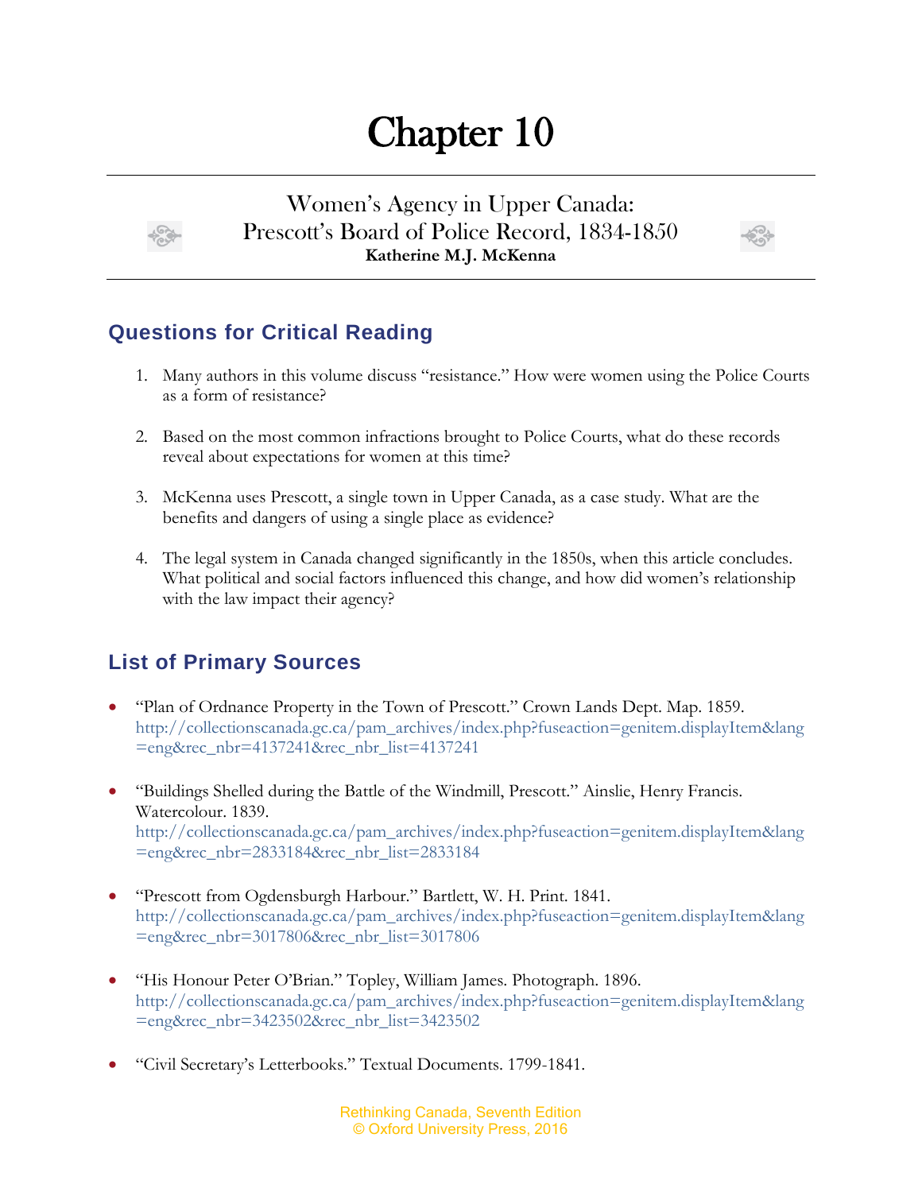# Chapter 10

## Women's Agency in Upper Canada: Prescott's Board of Police Record, 1834-1850

**Katherine M.J. McKenna**

### Questions for Critical Reading

1. Many authors in this volume discuss "resistance." How were women using the Police Courts as a form of resistance?

2. Based on the most common infractions brought to Police Courts, what do these records reveal about expectations for women at this time?

3. McKenna uses Prescott, a single town in Upper Canada, as a case study. What are the benefits and dangers of using a single place as evidence?

4. The legal system in Canada changed significantly in the 1850s, when this article concludes. What political and social factors influenced this change, and how did women's relationship with the law impact their agency?

### List of Primary Sources

- "Plan of Ordnance Property in the Town of Prescott." Crown Lands Dept. Map. 1859. http://collectionscanada.gc.ca/pam_archives/index.php?fuseaction=genitem.displayItem&lang=eng&rec_nbr=4137241&rec_nbr_list=4137241

- "Buildings Shelled during the Battle of the Windmill, Prescott." Ainslie, Henry Francis. Watercolour. 1839. http://collectionscanada.gc.ca/pam_archives/index.php?fuseaction=genitem.displayItem&lang=eng&rec_nbr=2833184&rec_nbr_list=2833184

- "Prescott from Ogdensburgh Harbour." Bartlett, W. H. Print. 1841. http://collectionscanada.gc.ca/pam_archives/index.php?fuseaction=genitem.displayItem&lang=eng&rec_nbr=3017806&rec_nbr_list=3017806

- "His Honour Peter O'Brian." Topley, William James. Photograph. 1896. http://collectionscanada.gc.ca/pam_archives/index.php?fuseaction=genitem.displayItem&lang=eng&rec_nbr=3423502&rec_nbr_list=3423502

- "Civil Secretary's Letterbooks." Textual Documents. 1799-1841.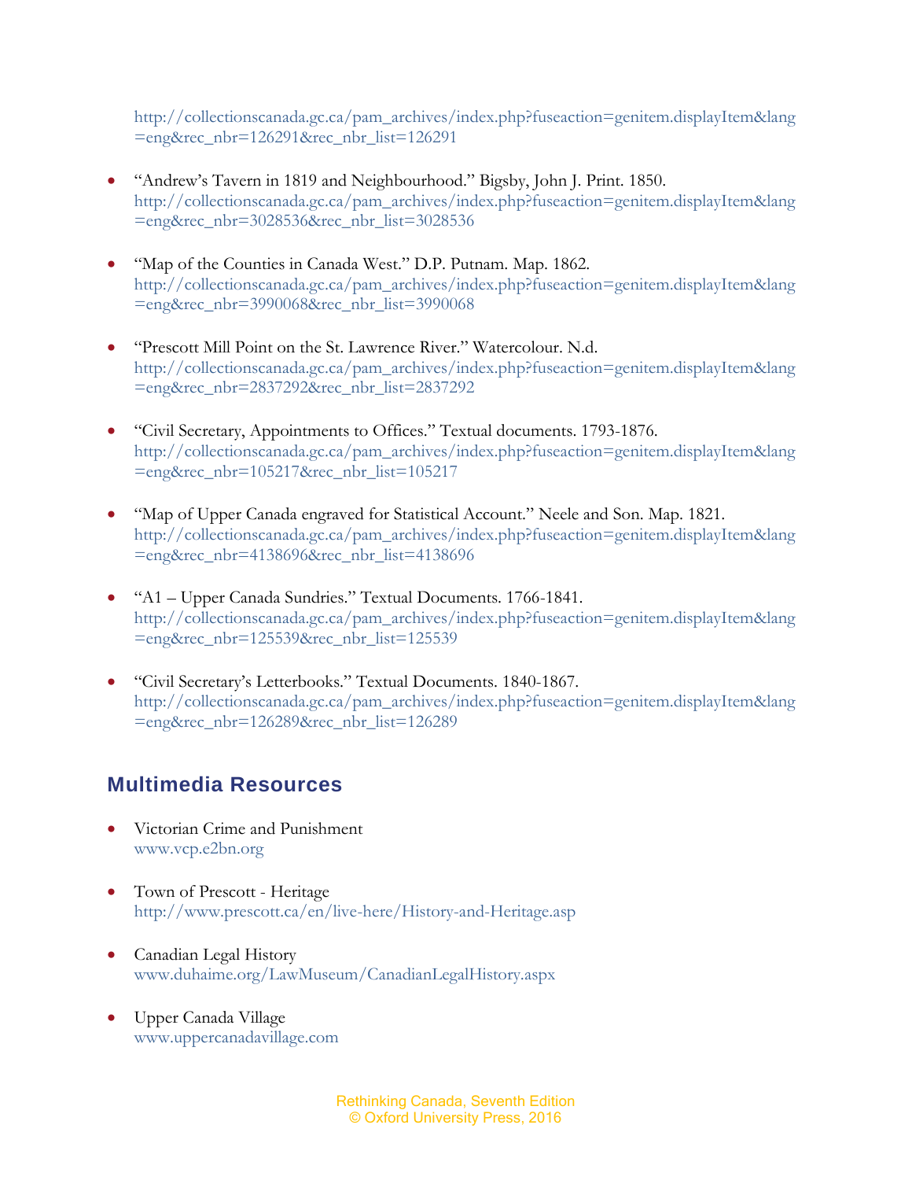http://collectionscanada.gc.ca/pam_archives/index.php?fuseaction=genitem.displayItem&lang=eng&rec_nbr=126291&rec_nbr_list=126291

- "Andrew's Tavern in 1819 and Neighbourhood." Bigsby, John J. Print. 1850.
  http://collectionscanada.gc.ca/pam_archives/index.php?fuseaction=genitem.displayItem&lang=eng&rec_nbr=3028536&rec_nbr_list=3028536

- "Map of the Counties in Canada West." D.P. Putnam. Map. 1862.
  http://collectionscanada.gc.ca/pam_archives/index.php?fuseaction=genitem.displayItem&lang=eng&rec_nbr=3990068&rec_nbr_list=3990068

- "Prescott Mill Point on the St. Lawrence River." Watercolour. N.d.
  http://collectionscanada.gc.ca/pam_archives/index.php?fuseaction=genitem.displayItem&lang=eng&rec_nbr=2837292&rec_nbr_list=2837292

- "Civil Secretary, Appointments to Offices." Textual documents. 1793-1876.
  http://collectionscanada.gc.ca/pam_archives/index.php?fuseaction=genitem.displayItem&lang=eng&rec_nbr=105217&rec_nbr_list=105217

- "Map of Upper Canada engraved for Statistical Account." Neele and Son. Map. 1821.
  http://collectionscanada.gc.ca/pam_archives/index.php?fuseaction=genitem.displayItem&lang=eng&rec_nbr=4138696&rec_nbr_list=4138696

- "A1 – Upper Canada Sundries." Textual Documents. 1766-1841.
  http://collectionscanada.gc.ca/pam_archives/index.php?fuseaction=genitem.displayItem&lang=eng&rec_nbr=125539&rec_nbr_list=125539

- "Civil Secretary's Letterbooks." Textual Documents. 1840-1867.
  http://collectionscanada.gc.ca/pam_archives/index.php?fuseaction=genitem.displayItem&lang=eng&rec_nbr=126289&rec_nbr_list=126289

## Multimedia Resources

- Victorian Crime and Punishment
  www.vcp.e2bn.org

- Town of Prescott - Heritage
  http://www.prescott.ca/en/live-here/History-and-Heritage.asp

- Canadian Legal History
  www.duhaime.org/LawMuseum/CanadianLegalHistory.aspx

- Upper Canada Village
  www.uppercanadavillage.com